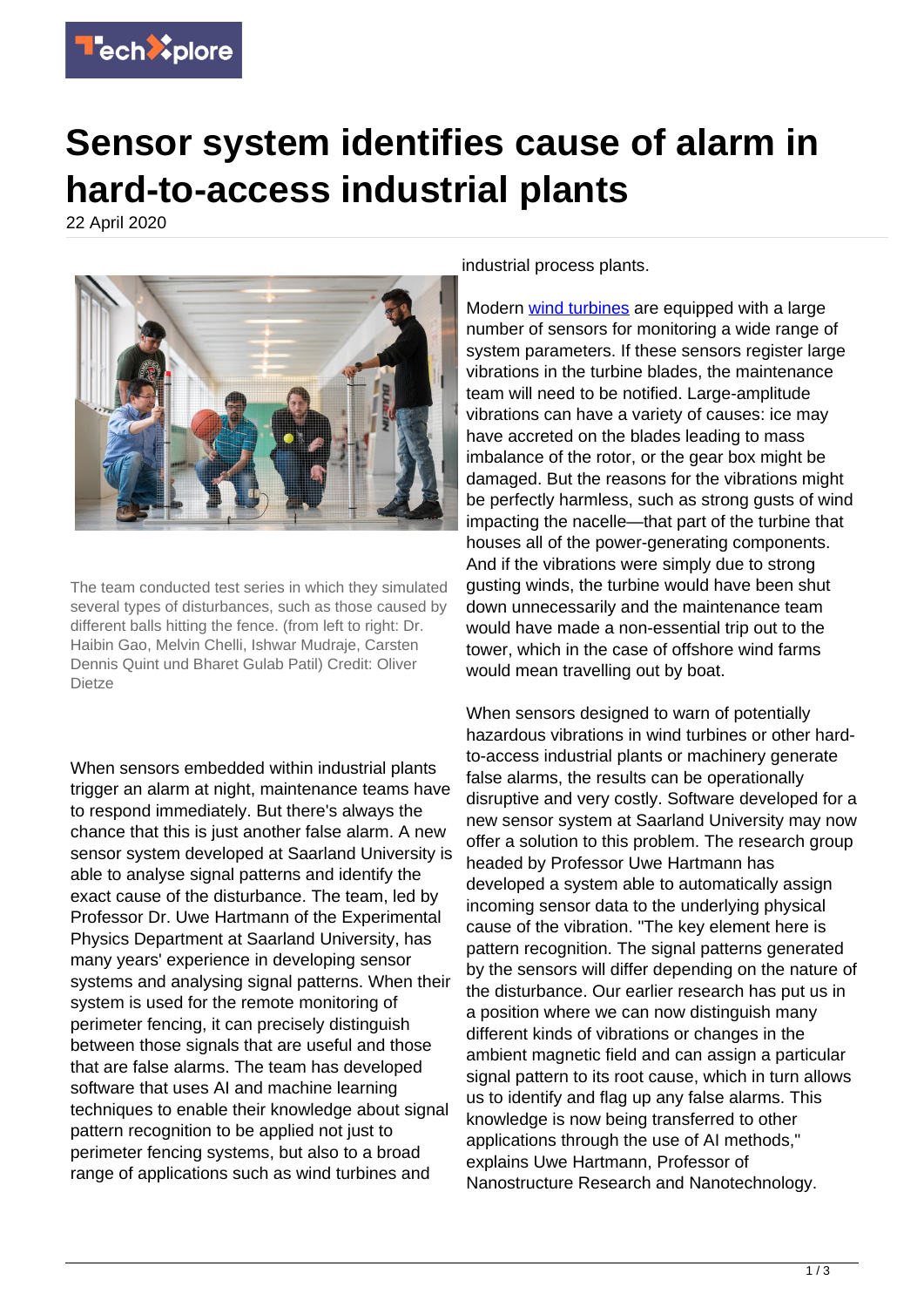# Sensor system identifies cause of alarm in hard-to-access industrial plants

22 April 2020

The team conducted test series in which they simulated several types of disturbances, such as those caused by different balls hitting the fence. (from left to right: Dr. Haibin Gao, Melvin Chelli, Ishwar Mudraje, Carsten Dennis Quint und Bharet Gulab Patil) Credit: Oliver Dietze

When sensors embedded within industrial plants trigger an alarm at night, maintenance teams have to respond immediately. But there's always the chance that this is just another false alarm. A new sensor system developed at Saarland University is able to analyse signal patterns and identify the exact cause of the disturbance. The team, led by Professor Dr. Uwe Hartmann of the Experimental Physics Department at Saarland University, has many years' experience in developing sensor systems and analysing signal patterns. When their system is used for the remote monitoring of perimeter fencing, it can precisely distinguish between those signals that are useful and those that are false alarms. The team has developed software that uses AI and machine learning techniques to enable their knowledge about signal pattern recognition to be applied not just to perimeter fencing systems, but also to a broad range of applications such as wind turbines and industrial process plants.

Modern wind turbines are equipped with a large number of sensors for monitoring a wide range of system parameters. If these sensors register large vibrations in the turbine blades, the maintenance team will need to be notified. Large-amplitude vibrations can have a variety of causes: ice may have accreted on the blades leading to mass imbalance of the rotor, or the gear box might be damaged. But the reasons for the vibrations might be perfectly harmless, such as strong gusts of wind impacting the nacelle—that part of the turbine that houses all of the power-generating components. And if the vibrations were simply due to strong gusting winds, the turbine would have been shut down unnecessarily and the maintenance team would have made a non-essential trip out to the tower, which in the case of offshore wind farms would mean travelling out by boat.

When sensors designed to warn of potentially hazardous vibrations in wind turbines or other hard-to-access industrial plants or machinery generate false alarms, the results can be operationally disruptive and very costly. Software developed for a new sensor system at Saarland University may now offer a solution to this problem. The research group headed by Professor Uwe Hartmann has developed a system able to automatically assign incoming sensor data to the underlying physical cause of the vibration. "The key element here is pattern recognition. The signal patterns generated by the sensors will differ depending on the nature of the disturbance. Our earlier research has put us in a position where we can now distinguish many different kinds of vibrations or changes in the ambient magnetic field and can assign a particular signal pattern to its root cause, which in turn allows us to identify and flag up any false alarms. This knowledge is now being transferred to other applications through the use of AI methods," explains Uwe Hartmann, Professor of Nanostructure Research and Nanotechnology.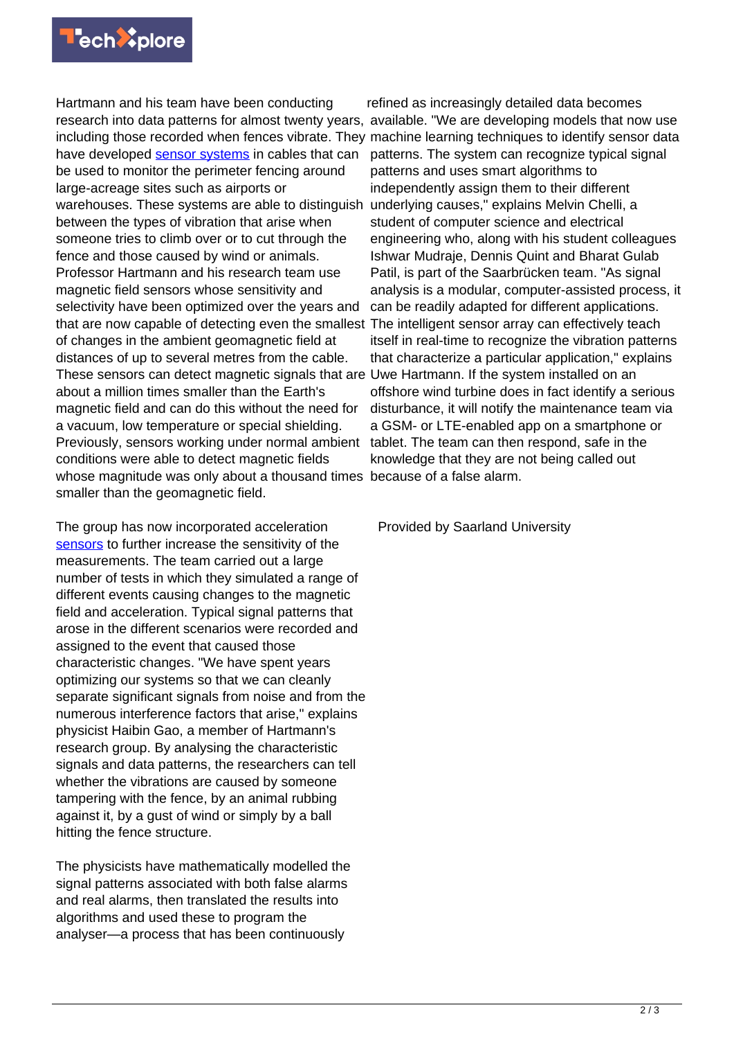Hartmann and his team have been conducting research into data patterns for almost twenty years, including those recorded when fences vibrate. They have developed sensor systems in cables that can be used to monitor the perimeter fencing around large-acreage sites such as airports or warehouses. These systems are able to distinguish between the types of vibration that arise when someone tries to climb over or to cut through the fence and those caused by wind or animals. Professor Hartmann and his research team use magnetic field sensors whose sensitivity and selectivity have been optimized over the years and that are now capable of detecting even the smallest of changes in the ambient geomagnetic field at distances of up to several metres from the cable. These sensors can detect magnetic signals that are about a million times smaller than the Earth's magnetic field and can do this without the need for a vacuum, low temperature or special shielding. Previously, sensors working under normal ambient conditions were able to detect magnetic fields whose magnitude was only about a thousand times smaller than the geomagnetic field.

The group has now incorporated acceleration sensors to further increase the sensitivity of the measurements. The team carried out a large number of tests in which they simulated a range of different events causing changes to the magnetic field and acceleration. Typical signal patterns that arose in the different scenarios were recorded and assigned to the event that caused those characteristic changes. "We have spent years optimizing our systems so that we can cleanly separate significant signals from noise and from the numerous interference factors that arise," explains physicist Haibin Gao, a member of Hartmann's research group. By analysing the characteristic signals and data patterns, the researchers can tell whether the vibrations are caused by someone tampering with the fence, by an animal rubbing against it, by a gust of wind or simply by a ball hitting the fence structure.

The physicists have mathematically modelled the signal patterns associated with both false alarms and real alarms, then translated the results into algorithms and used these to program the analyser—a process that has been continuously refined as increasingly detailed data becomes available. "We are developing models that now use machine learning techniques to identify sensor data patterns. The system can recognize typical signal patterns and uses smart algorithms to independently assign them to their different underlying causes," explains Melvin Chelli, a student of computer science and electrical engineering who, along with his student colleagues Ishwar Mudraje, Dennis Quint and Bharat Gulab Patil, is part of the Saarbrücken team. "As signal analysis is a modular, computer-assisted process, it can be readily adapted for different applications. The intelligent sensor array can effectively teach itself in real-time to recognize the vibration patterns that characterize a particular application," explains Uwe Hartmann. If the system installed on an offshore wind turbine does in fact identify a serious disturbance, it will notify the maintenance team via a GSM- or LTE-enabled app on a smartphone or tablet. The team can then respond, safe in the knowledge that they are not being called out because of a false alarm.

Provided by Saarland University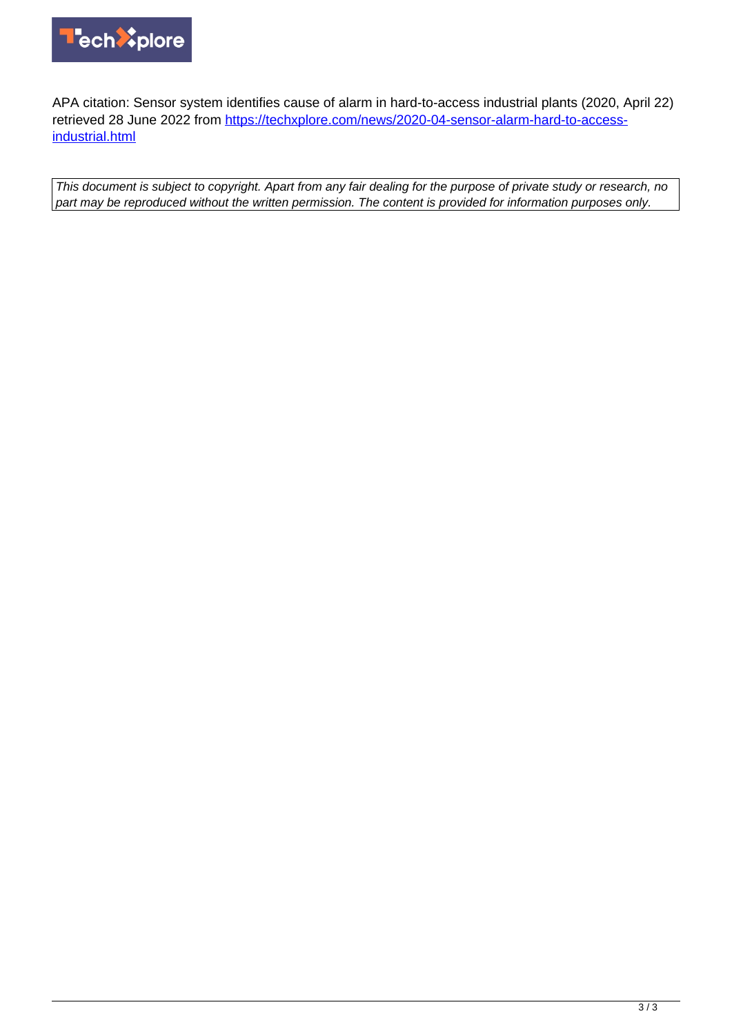APA citation: Sensor system identifies cause of alarm in hard-to-access industrial plants (2020, April 22) retrieved 28 June 2022 from [https://techxplore.com/news/2020-04-sensor-alarm-hard-to-access-industrial.html](https://techxplore.com/news/2020-04-sensor-alarm-hard-to-access-industrial.html)

*This document is subject to copyright. Apart from any fair dealing for the purpose of private study or research, no part may be reproduced without the written permission. The content is provided for information purposes only.*